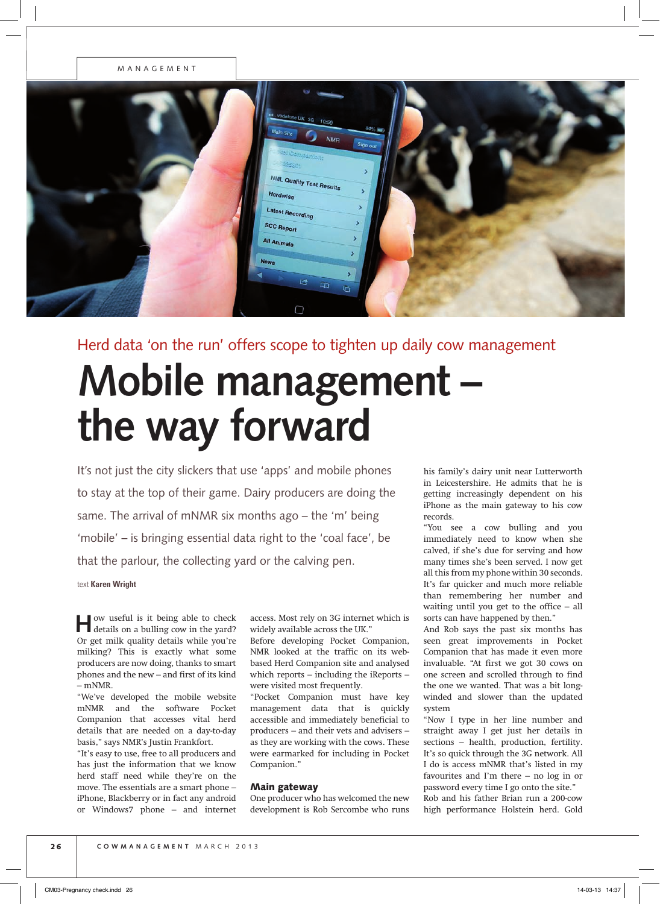Herd data 'on the run' offers scope to tighten up daily cow management

# Mobile management – the way forward

It's not just the city slickers that use 'apps' and mobile phones to stay at the top of their game. Dairy producers are doing the same. The arrival of mNMR six months ago – the 'm' being 'mobile' – is bringing essential data right to the 'coal face', be that the parlour, the collecting yard or the calving pen.

text **Karen Wright**

How useful is it being able to check details on a bulling cow in the yard? Or get milk quality details while you're milking? This is exactly what some producers are now doing, thanks to smart phones and the new – and first of its kind – mNMR.

"We've developed the mobile website mNMR and the software Pocket Companion that accesses vital herd details that are needed on a day-to-day basis," says NMR's Justin Frankfort.

"It's easy to use, free to all producers and has just the information that we know herd staff need while they're on the move. The essentials are a smart phone – iPhone, Blackberry or in fact any android or Windows7 phone – and internet access. Most rely on 3G internet which is widely available across the UK."

Before developing Pocket Companion, NMR looked at the traffic on its web-based Herd Companion site and analysed which reports – including the iReports – were visited most frequently.

"Pocket Companion must have key management data that is quickly accessible and immediately beneficial to producers – and their vets and advisers – as they are working with the cows. These were earmarked for including in Pocket Companion."

## Main gateway

One producer who has welcomed the new development is Rob Sercombe who runs his family's dairy unit near Lutterworth in Leicestershire. He admits that he is getting increasingly dependent on his iPhone as the main gateway to his cow records.

"You see a cow bulling and you immediately need to know when she calved, if she's due for serving and how many times she's been served. I now get all this from my phone within 30 seconds. It's far quicker and much more reliable than remembering her number and waiting until you get to the office – all sorts can have happened by then."

And Rob says the past six months has seen great improvements in Pocket Companion that has made it even more invaluable. "At first we got 30 cows on one screen and scrolled through to find the one we wanted. That was a bit long-winded and slower than the updated system

"Now I type in her line number and straight away I get just her details in sections – health, production, fertility. It's so quick through the 3G network. All I do is access mNMR that's listed in my favourites and I'm there – no log in or password every time I go onto the site."

Rob and his father Brian run a 200-cow high performance Holstein herd. Gold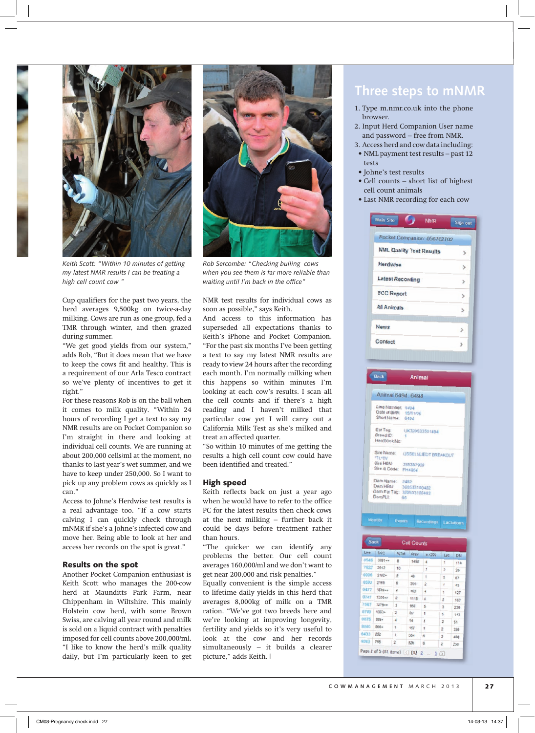*Keith Scott: "Within 10 minutes of getting my latest NMR results I can be treating a high cell count cow "*

*Rob Sercombe: "Checking bulling cows when you see them is far more reliable than waiting until I'm back in the office"*

Cup qualifiers for the past two years, the herd averages 9,500kg on twice-a-day milking. Cows are run as one group, fed a TMR through winter, and then grazed during summer.

"We get good yields from our system," adds Rob, "But it does mean that we have to keep the cows fit and healthy. This is a requirement of our Arla Tesco contract so we've plenty of incentives to get it right."

For these reasons Rob is on the ball when it comes to milk quality. "Within 24 hours of recording I get a text to say my NMR results are on Pocket Companion so I'm straight in there and looking at individual cell counts. We are running at about 200,000 cells/ml at the moment, no thanks to last year's wet summer, and we have to keep under 250,000. So I want to pick up any problem cows as quickly as I can."

Access to Johne's Herdwise test results is a real advantage too. "If a cow starts calving I can quickly check through mNMR if she's a Johne's infected cow and move her. Being able to look at her and access her records on the spot is great."

## Results on the spot

Another Pocket Companion enthusiast is Keith Scott who manages the 200-cow herd at Maunditts Park Farm, near Chippenham in Wiltshire. This mainly Holstein cow herd, with some Brown Swiss, are calving all year round and milk is sold on a liquid contract with penalties imposed for cell counts above 200,000/ml. "I like to know the herd's milk quality daily, but I'm particularly keen to get NMR test results for individual cows as soon as possible," says Keith.

And access to this information has superseded all expectations thanks to Keith's iPhone and Pocket Companion. "For the past six months I've been getting a text to say my latest NMR results are ready to view 24 hours after the recording each month. I'm normally milking when this happens so within minutes I'm looking at each cow's results. I scan all the cell counts and if there's a high reading and I haven't milked that particular cow yet I will carry out a California Milk Test as she's milked and treat an affected quarter.

"So within 10 minutes of me getting the results a high cell count cow could have been identified and treated."

## High speed

Keith reflects back on just a year ago when he would have to refer to the office PC for the latest results then check cows at the next milking – further back it could be days before treatment rather than hours.

"The quicker we can identify any problems the better. Our cell count averages 160,000/ml and we don't want to get near 200,000 and risk penalties."

Equally convenient is the simple access to lifetime daily yields in this herd that averages 8,000kg of milk on a TMR ration. "We've got two breeds here and we're looking at improving longevity, fertility and yields so it's very useful to look at the cow and her records simultaneously – it builds a clearer picture," adds Keith.

## Three steps to mNMR

1. Type m.nmr.co.uk into the phone browser.
2. Input Herd Companion User name and password – free from NMR.
3. Access herd and cow data including:
   - NML payment test results – past 12 tests
   - Johne's test results
   - Cell counts – short list of highest cell count animals
   - Last NMR recording for each cow